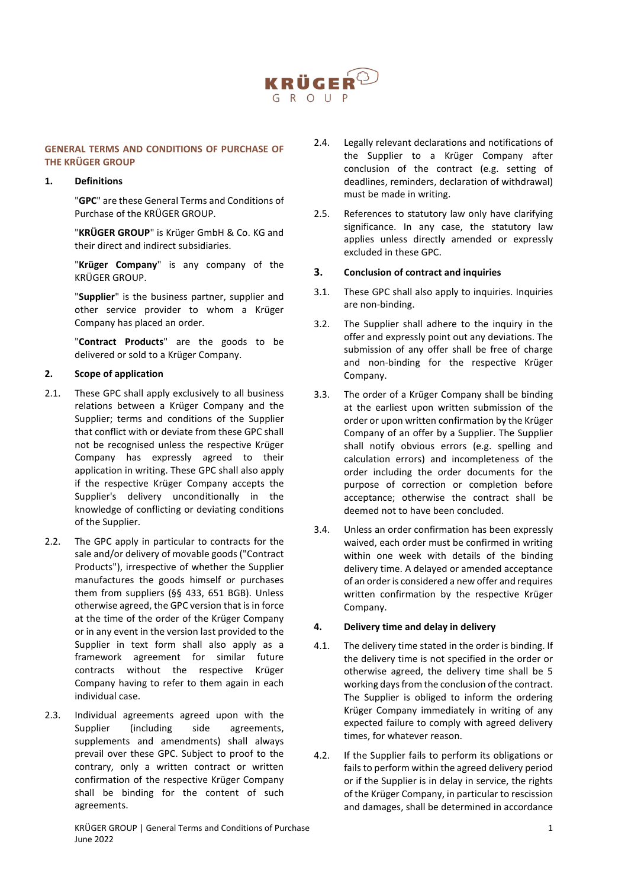## GENERAL TERMS AND CONDITIONS OF PURCHASE OF THE KRÜGER GROUP

### 1. Definitions

"**GPC**" are these General Terms and Conditions of Purchase of the KRÜGER GROUP.

"**KRÜGER GROUP**" is Krüger GmbH & Co. KG and their direct and indirect subsidiaries.

"**Krüger Company**" is any company of the KRÜGER GROUP.

"**Supplier**" is the business partner, supplier and other service provider to whom a Krüger Company has placed an order.

"**Contract Products**" are the goods to be delivered or sold to a Krüger Company.

### 2. Scope of application

2.1. These GPC shall apply exclusively to all business relations between a Krüger Company and the Supplier; terms and conditions of the Supplier that conflict with or deviate from these GPC shall not be recognised unless the respective Krüger Company has expressly agreed to their application in writing. These GPC shall also apply if the respective Krüger Company accepts the Supplier's delivery unconditionally in the knowledge of conflicting or deviating conditions of the Supplier.

2.2. The GPC apply in particular to contracts for the sale and/or delivery of movable goods ("Contract Products"), irrespective of whether the Supplier manufactures the goods himself or purchases them from suppliers (§§ 433, 651 BGB). Unless otherwise agreed, the GPC version that is in force at the time of the order of the Krüger Company or in any event in the version last provided to the Supplier in text form shall also apply as a framework agreement for similar future contracts without the respective Krüger Company having to refer to them again in each individual case.

2.3. Individual agreements agreed upon with the Supplier (including side agreements, supplements and amendments) shall always prevail over these GPC. Subject to proof to the contrary, only a written contract or written confirmation of the respective Krüger Company shall be binding for the content of such agreements.

2.4. Legally relevant declarations and notifications of the Supplier to a Krüger Company after conclusion of the contract (e.g. setting of deadlines, reminders, declaration of withdrawal) must be made in writing.

2.5. References to statutory law only have clarifying significance. In any case, the statutory law applies unless directly amended or expressly excluded in these GPC.

### 3. Conclusion of contract and inquiries

3.1. These GPC shall also apply to inquiries. Inquiries are non-binding.

3.2. The Supplier shall adhere to the inquiry in the offer and expressly point out any deviations. The submission of any offer shall be free of charge and non-binding for the respective Krüger Company.

3.3. The order of a Krüger Company shall be binding at the earliest upon written submission of the order or upon written confirmation by the Krüger Company of an offer by a Supplier. The Supplier shall notify obvious errors (e.g. spelling and calculation errors) and incompleteness of the order including the order documents for the purpose of correction or completion before acceptance; otherwise the contract shall be deemed not to have been concluded.

3.4. Unless an order confirmation has been expressly waived, each order must be confirmed in writing within one week with details of the binding delivery time. A delayed or amended acceptance of an order is considered a new offer and requires written confirmation by the respective Krüger Company.

### 4. Delivery time and delay in delivery

4.1. The delivery time stated in the order is binding. If the delivery time is not specified in the order or otherwise agreed, the delivery time shall be 5 working days from the conclusion of the contract. The Supplier is obliged to inform the ordering Krüger Company immediately in writing of any expected failure to comply with agreed delivery times, for whatever reason.

4.2. If the Supplier fails to perform its obligations or fails to perform within the agreed delivery period or if the Supplier is in delay in service, the rights of the Krüger Company, in particular to rescission and damages, shall be determined in accordance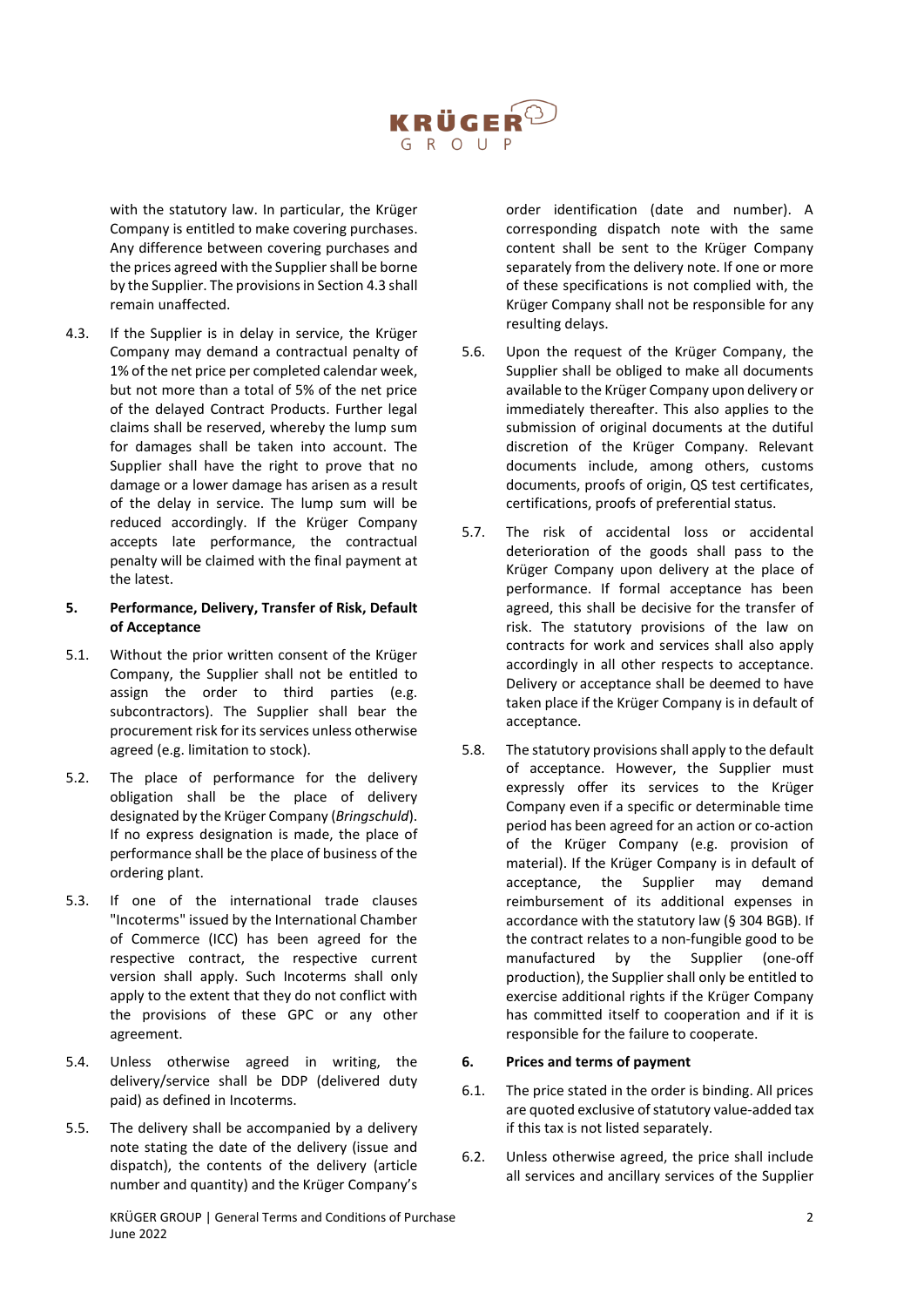with the statutory law. In particular, the Krüger Company is entitled to make covering purchases. Any difference between covering purchases and the prices agreed with the Supplier shall be borne by the Supplier. The provisions in Section 4.3 shall remain unaffected.

4.3. If the Supplier is in delay in service, the Krüger Company may demand a contractual penalty of 1% of the net price per completed calendar week, but not more than a total of 5% of the net price of the delayed Contract Products. Further legal claims shall be reserved, whereby the lump sum for damages shall be taken into account. The Supplier shall have the right to prove that no damage or a lower damage has arisen as a result of the delay in service. The lump sum will be reduced accordingly. If the Krüger Company accepts late performance, the contractual penalty will be claimed with the final payment at the latest.

**5. Performance, Delivery, Transfer of Risk, Default of Acceptance**

5.1. Without the prior written consent of the Krüger Company, the Supplier shall not be entitled to assign the order to third parties (e.g. subcontractors). The Supplier shall bear the procurement risk for its services unless otherwise agreed (e.g. limitation to stock).

5.2. The place of performance for the delivery obligation shall be the place of delivery designated by the Krüger Company (*Bringschuld*). If no express designation is made, the place of performance shall be the place of business of the ordering plant.

5.3. If one of the international trade clauses "Incoterms" issued by the International Chamber of Commerce (ICC) has been agreed for the respective contract, the respective current version shall apply. Such Incoterms shall only apply to the extent that they do not conflict with the provisions of these GPC or any other agreement.

5.4. Unless otherwise agreed in writing, the delivery/service shall be DDP (delivered duty paid) as defined in Incoterms.

5.5. The delivery shall be accompanied by a delivery note stating the date of the delivery (issue and dispatch), the contents of the delivery (article number and quantity) and the Krüger Company's order identification (date and number). A corresponding dispatch note with the same content shall be sent to the Krüger Company separately from the delivery note. If one or more of these specifications is not complied with, the Krüger Company shall not be responsible for any resulting delays.

5.6. Upon the request of the Krüger Company, the Supplier shall be obliged to make all documents available to the Krüger Company upon delivery or immediately thereafter. This also applies to the submission of original documents at the dutiful discretion of the Krüger Company. Relevant documents include, among others, customs documents, proofs of origin, QS test certificates, certifications, proofs of preferential status.

5.7. The risk of accidental loss or accidental deterioration of the goods shall pass to the Krüger Company upon delivery at the place of performance. If formal acceptance has been agreed, this shall be decisive for the transfer of risk. The statutory provisions of the law on contracts for work and services shall also apply accordingly in all other respects to acceptance. Delivery or acceptance shall be deemed to have taken place if the Krüger Company is in default of acceptance.

5.8. The statutory provisions shall apply to the default of acceptance. However, the Supplier must expressly offer its services to the Krüger Company even if a specific or determinable time period has been agreed for an action or co-action of the Krüger Company (e.g. provision of material). If the Krüger Company is in default of acceptance, the Supplier may demand reimbursement of its additional expenses in accordance with the statutory law (§ 304 BGB). If the contract relates to a non-fungible good to be manufactured by the Supplier (one-off production), the Supplier shall only be entitled to exercise additional rights if the Krüger Company has committed itself to cooperation and if it is responsible for the failure to cooperate.

**6. Prices and terms of payment**

6.1. The price stated in the order is binding. All prices are quoted exclusive of statutory value-added tax if this tax is not listed separately.

6.2. Unless otherwise agreed, the price shall include all services and ancillary services of the Supplier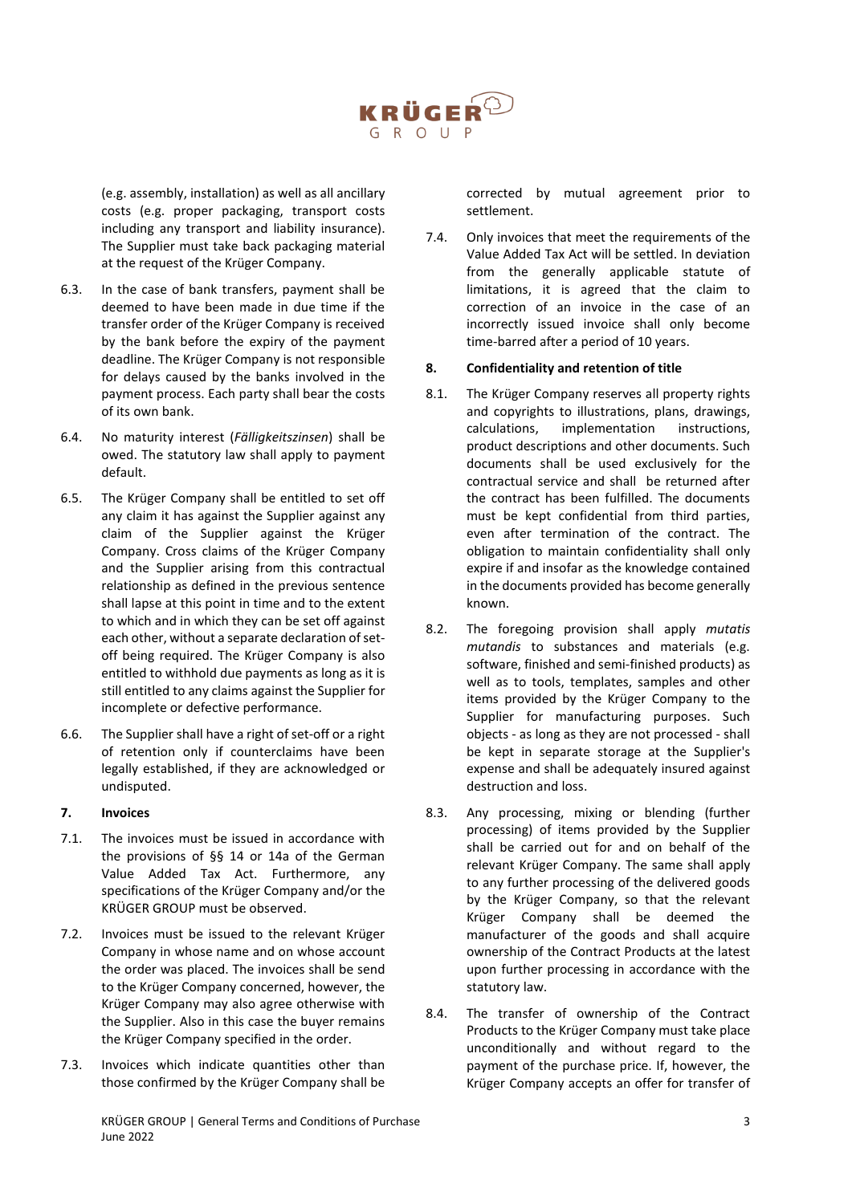(e.g. assembly, installation) as well as all ancillary costs (e.g. proper packaging, transport costs including any transport and liability insurance). The Supplier must take back packaging material at the request of the Krüger Company.

6.3. In the case of bank transfers, payment shall be deemed to have been made in due time if the transfer order of the Krüger Company is received by the bank before the expiry of the payment deadline. The Krüger Company is not responsible for delays caused by the banks involved in the payment process. Each party shall bear the costs of its own bank.

6.4. No maturity interest (*Fälligkeitszinsen*) shall be owed. The statutory law shall apply to payment default.

6.5. The Krüger Company shall be entitled to set off any claim it has against the Supplier against any claim of the Supplier against the Krüger Company. Cross claims of the Krüger Company and the Supplier arising from this contractual relationship as defined in the previous sentence shall lapse at this point in time and to the extent to which and in which they can be set off against each other, without a separate declaration of set-off being required. The Krüger Company is also entitled to withhold due payments as long as it is still entitled to any claims against the Supplier for incomplete or defective performance.

6.6. The Supplier shall have a right of set-off or a right of retention only if counterclaims have been legally established, if they are acknowledged or undisputed.

## 7. Invoices

7.1. The invoices must be issued in accordance with the provisions of §§ 14 or 14a of the German Value Added Tax Act. Furthermore, any specifications of the Krüger Company and/or the KRÜGER GROUP must be observed.

7.2. Invoices must be issued to the relevant Krüger Company in whose name and on whose account the order was placed. The invoices shall be send to the Krüger Company concerned, however, the Krüger Company may also agree otherwise with the Supplier. Also in this case the buyer remains the Krüger Company specified in the order.

7.3. Invoices which indicate quantities other than those confirmed by the Krüger Company shall be corrected by mutual agreement prior to settlement.

7.4. Only invoices that meet the requirements of the Value Added Tax Act will be settled. In deviation from the generally applicable statute of limitations, it is agreed that the claim to correction of an invoice in the case of an incorrectly issued invoice shall only become time-barred after a period of 10 years.

## 8. Confidentiality and retention of title

8.1. The Krüger Company reserves all property rights and copyrights to illustrations, plans, drawings, calculations, implementation instructions, product descriptions and other documents. Such documents shall be used exclusively for the contractual service and shall be returned after the contract has been fulfilled. The documents must be kept confidential from third parties, even after termination of the contract. The obligation to maintain confidentiality shall only expire if and insofar as the knowledge contained in the documents provided has become generally known.

8.2. The foregoing provision shall apply *mutatis mutandis* to substances and materials (e.g. software, finished and semi-finished products) as well as to tools, templates, samples and other items provided by the Krüger Company to the Supplier for manufacturing purposes. Such objects - as long as they are not processed - shall be kept in separate storage at the Supplier's expense and shall be adequately insured against destruction and loss.

8.3. Any processing, mixing or blending (further processing) of items provided by the Supplier shall be carried out for and on behalf of the relevant Krüger Company. The same shall apply to any further processing of the delivered goods by the Krüger Company, so that the relevant Krüger Company shall be deemed the manufacturer of the goods and shall acquire ownership of the Contract Products at the latest upon further processing in accordance with the statutory law.

8.4. The transfer of ownership of the Contract Products to the Krüger Company must take place unconditionally and without regard to the payment of the purchase price. If, however, the Krüger Company accepts an offer for transfer of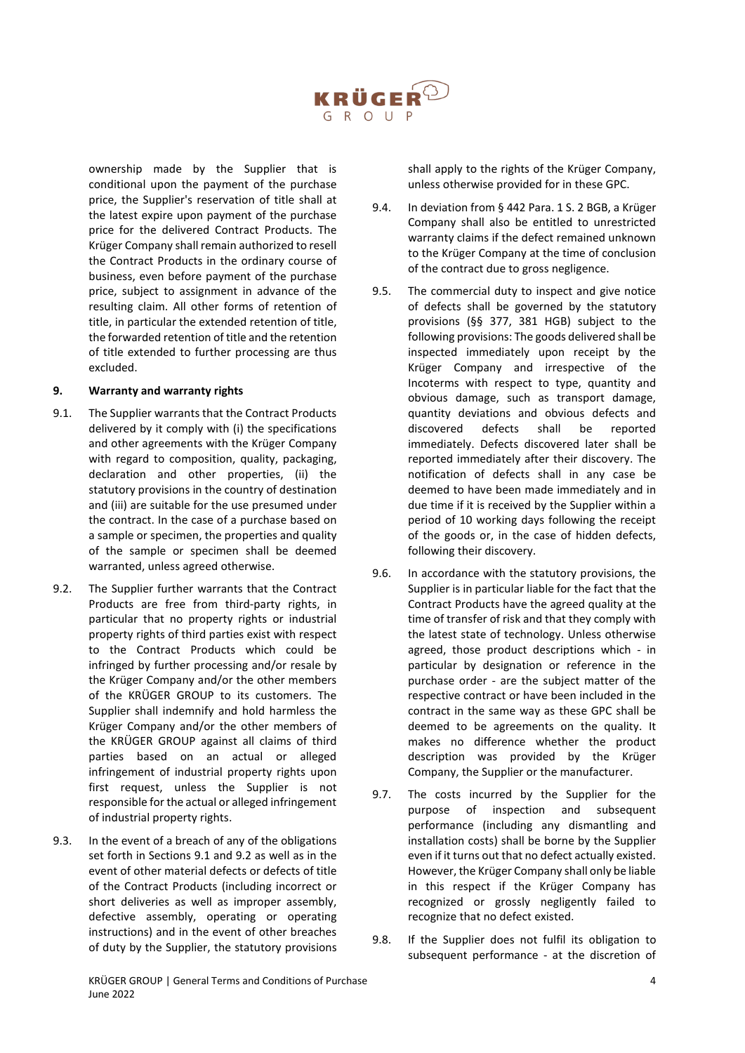ownership made by the Supplier that is conditional upon the payment of the purchase price, the Supplier's reservation of title shall at the latest expire upon payment of the purchase price for the delivered Contract Products. The Krüger Company shall remain authorized to resell the Contract Products in the ordinary course of business, even before payment of the purchase price, subject to assignment in advance of the resulting claim. All other forms of retention of title, in particular the extended retention of title, the forwarded retention of title and the retention of title extended to further processing are thus excluded.

## 9. Warranty and warranty rights

9.1. The Supplier warrants that the Contract Products delivered by it comply with (i) the specifications and other agreements with the Krüger Company with regard to composition, quality, packaging, declaration and other properties, (ii) the statutory provisions in the country of destination and (iii) are suitable for the use presumed under the contract. In the case of a purchase based on a sample or specimen, the properties and quality of the sample or specimen shall be deemed warranted, unless agreed otherwise.

9.2. The Supplier further warrants that the Contract Products are free from third-party rights, in particular that no property rights or industrial property rights of third parties exist with respect to the Contract Products which could be infringed by further processing and/or resale by the Krüger Company and/or the other members of the KRÜGER GROUP to its customers. The Supplier shall indemnify and hold harmless the Krüger Company and/or the other members of the KRÜGER GROUP against all claims of third parties based on an actual or alleged infringement of industrial property rights upon first request, unless the Supplier is not responsible for the actual or alleged infringement of industrial property rights.

9.3. In the event of a breach of any of the obligations set forth in Sections 9.1 and 9.2 as well as in the event of other material defects or defects of title of the Contract Products (including incorrect or short deliveries as well as improper assembly, defective assembly, operating or operating instructions) and in the event of other breaches of duty by the Supplier, the statutory provisions shall apply to the rights of the Krüger Company, unless otherwise provided for in these GPC.

9.4. In deviation from § 442 Para. 1 S. 2 BGB, a Krüger Company shall also be entitled to unrestricted warranty claims if the defect remained unknown to the Krüger Company at the time of conclusion of the contract due to gross negligence.

9.5. The commercial duty to inspect and give notice of defects shall be governed by the statutory provisions (§§ 377, 381 HGB) subject to the following provisions: The goods delivered shall be inspected immediately upon receipt by the Krüger Company and irrespective of the Incoterms with respect to type, quantity and obvious damage, such as transport damage, quantity deviations and obvious defects and discovered defects shall be reported immediately. Defects discovered later shall be reported immediately after their discovery. The notification of defects shall in any case be deemed to have been made immediately and in due time if it is received by the Supplier within a period of 10 working days following the receipt of the goods or, in the case of hidden defects, following their discovery.

9.6. In accordance with the statutory provisions, the Supplier is in particular liable for the fact that the Contract Products have the agreed quality at the time of transfer of risk and that they comply with the latest state of technology. Unless otherwise agreed, those product descriptions which - in particular by designation or reference in the purchase order - are the subject matter of the respective contract or have been included in the contract in the same way as these GPC shall be deemed to be agreements on the quality. It makes no difference whether the product description was provided by the Krüger Company, the Supplier or the manufacturer.

9.7. The costs incurred by the Supplier for the purpose of inspection and subsequent performance (including any dismantling and installation costs) shall be borne by the Supplier even if it turns out that no defect actually existed. However, the Krüger Company shall only be liable in this respect if the Krüger Company has recognized or grossly negligently failed to recognize that no defect existed.

9.8. If the Supplier does not fulfil its obligation to subsequent performance - at the discretion of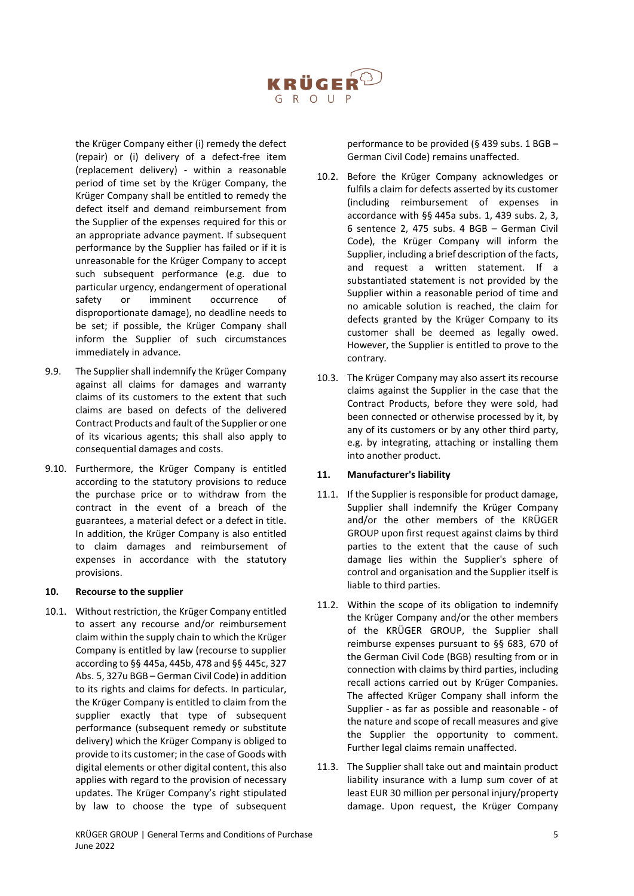the Krüger Company either (i) remedy the defect (repair) or (i) delivery of a defect-free item (replacement delivery) - within a reasonable period of time set by the Krüger Company, the Krüger Company shall be entitled to remedy the defect itself and demand reimbursement from the Supplier of the expenses required for this or an appropriate advance payment. If subsequent performance by the Supplier has failed or if it is unreasonable for the Krüger Company to accept such subsequent performance (e.g. due to particular urgency, endangerment of operational safety or imminent occurrence of disproportionate damage), no deadline needs to be set; if possible, the Krüger Company shall inform the Supplier of such circumstances immediately in advance.

9.9. The Supplier shall indemnify the Krüger Company against all claims for damages and warranty claims of its customers to the extent that such claims are based on defects of the delivered Contract Products and fault of the Supplier or one of its vicarious agents; this shall also apply to consequential damages and costs.

9.10. Furthermore, the Krüger Company is entitled according to the statutory provisions to reduce the purchase price or to withdraw from the contract in the event of a breach of the guarantees, a material defect or a defect in title. In addition, the Krüger Company is also entitled to claim damages and reimbursement of expenses in accordance with the statutory provisions.

**10. Recourse to the supplier**

10.1. Without restriction, the Krüger Company entitled to assert any recourse and/or reimbursement claim within the supply chain to which the Krüger Company is entitled by law (recourse to supplier according to §§ 445a, 445b, 478 and §§ 445c, 327 Abs. 5, 327u BGB – German Civil Code) in addition to its rights and claims for defects. In particular, the Krüger Company is entitled to claim from the supplier exactly that type of subsequent performance (subsequent remedy or substitute delivery) which the Krüger Company is obliged to provide to its customer; in the case of Goods with digital elements or other digital content, this also applies with regard to the provision of necessary updates. The Krüger Company's right stipulated by law to choose the type of subsequent performance to be provided (§ 439 subs. 1 BGB – German Civil Code) remains unaffected.

10.2. Before the Krüger Company acknowledges or fulfils a claim for defects asserted by its customer (including reimbursement of expenses in accordance with §§ 445a subs. 1, 439 subs. 2, 3, 6 sentence 2, 475 subs. 4 BGB – German Civil Code), the Krüger Company will inform the Supplier, including a brief description of the facts, and request a written statement. If a substantiated statement is not provided by the Supplier within a reasonable period of time and no amicable solution is reached, the claim for defects granted by the Krüger Company to its customer shall be deemed as legally owed. However, the Supplier is entitled to prove to the contrary.

10.3. The Krüger Company may also assert its recourse claims against the Supplier in the case that the Contract Products, before they were sold, had been connected or otherwise processed by it, by any of its customers or by any other third party, e.g. by integrating, attaching or installing them into another product.

**11. Manufacturer's liability**

11.1. If the Supplier is responsible for product damage, Supplier shall indemnify the Krüger Company and/or the other members of the KRÜGER GROUP upon first request against claims by third parties to the extent that the cause of such damage lies within the Supplier's sphere of control and organisation and the Supplier itself is liable to third parties.

11.2. Within the scope of its obligation to indemnify the Krüger Company and/or the other members of the KRÜGER GROUP, the Supplier shall reimburse expenses pursuant to §§ 683, 670 of the German Civil Code (BGB) resulting from or in connection with claims by third parties, including recall actions carried out by Krüger Companies. The affected Krüger Company shall inform the Supplier - as far as possible and reasonable - of the nature and scope of recall measures and give the Supplier the opportunity to comment. Further legal claims remain unaffected.

11.3. The Supplier shall take out and maintain product liability insurance with a lump sum cover of at least EUR 30 million per personal injury/property damage. Upon request, the Krüger Company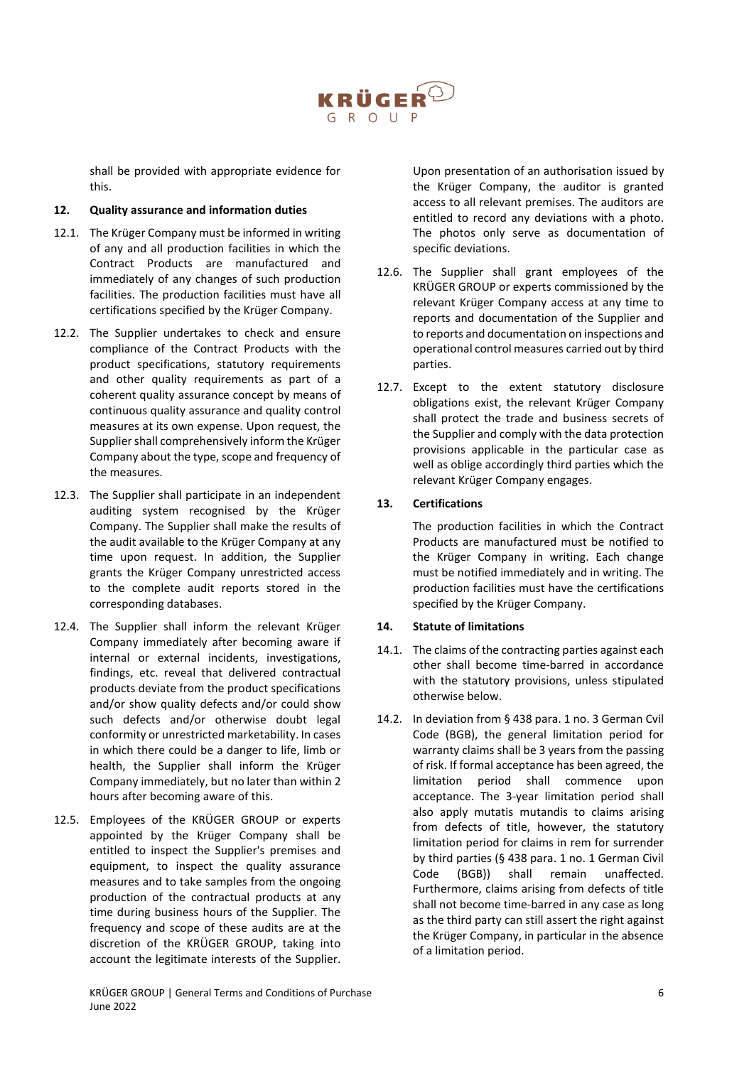shall be provided with appropriate evidence for this.

**12. Quality assurance and information duties**

12.1. The Krüger Company must be informed in writing of any and all production facilities in which the Contract Products are manufactured and immediately of any changes of such production facilities. The production facilities must have all certifications specified by the Krüger Company.

12.2. The Supplier undertakes to check and ensure compliance of the Contract Products with the product specifications, statutory requirements and other quality requirements as part of a coherent quality assurance concept by means of continuous quality assurance and quality control measures at its own expense. Upon request, the Supplier shall comprehensively inform the Krüger Company about the type, scope and frequency of the measures.

12.3. The Supplier shall participate in an independent auditing system recognised by the Krüger Company. The Supplier shall make the results of the audit available to the Krüger Company at any time upon request. In addition, the Supplier grants the Krüger Company unrestricted access to the complete audit reports stored in the corresponding databases.

12.4. The Supplier shall inform the relevant Krüger Company immediately after becoming aware if internal or external incidents, investigations, findings, etc. reveal that delivered contractual products deviate from the product specifications and/or show quality defects and/or could show such defects and/or otherwise doubt legal conformity or unrestricted marketability. In cases in which there could be a danger to life, limb or health, the Supplier shall inform the Krüger Company immediately, but no later than within 2 hours after becoming aware of this.

12.5. Employees of the KRÜGER GROUP or experts appointed by the Krüger Company shall be entitled to inspect the Supplier's premises and equipment, to inspect the quality assurance measures and to take samples from the ongoing production of the contractual products at any time during business hours of the Supplier. The frequency and scope of these audits are at the discretion of the KRÜGER GROUP, taking into account the legitimate interests of the Supplier. Upon presentation of an authorisation issued by the Krüger Company, the auditor is granted access to all relevant premises. The auditors are entitled to record any deviations with a photo. The photos only serve as documentation of specific deviations.

12.6. The Supplier shall grant employees of the KRÜGER GROUP or experts commissioned by the relevant Krüger Company access at any time to reports and documentation of the Supplier and to reports and documentation on inspections and operational control measures carried out by third parties.

12.7. Except to the extent statutory disclosure obligations exist, the relevant Krüger Company shall protect the trade and business secrets of the Supplier and comply with the data protection provisions applicable in the particular case as well as oblige accordingly third parties which the relevant Krüger Company engages.

**13. Certifications**

The production facilities in which the Contract Products are manufactured must be notified to the Krüger Company in writing. Each change must be notified immediately and in writing. The production facilities must have the certifications specified by the Krüger Company.

**14. Statute of limitations**

14.1. The claims of the contracting parties against each other shall become time-barred in accordance with the statutory provisions, unless stipulated otherwise below.

14.2. In deviation from § 438 para. 1 no. 3 German Cvil Code (BGB), the general limitation period for warranty claims shall be 3 years from the passing of risk. If formal acceptance has been agreed, the limitation period shall commence upon acceptance. The 3-year limitation period shall also apply mutatis mutandis to claims arising from defects of title, however, the statutory limitation period for claims in rem for surrender by third parties (§ 438 para. 1 no. 1 German Civil Code (BGB)) shall remain unaffected. Furthermore, claims arising from defects of title shall not become time-barred in any case as long as the third party can still assert the right against the Krüger Company, in particular in the absence of a limitation period.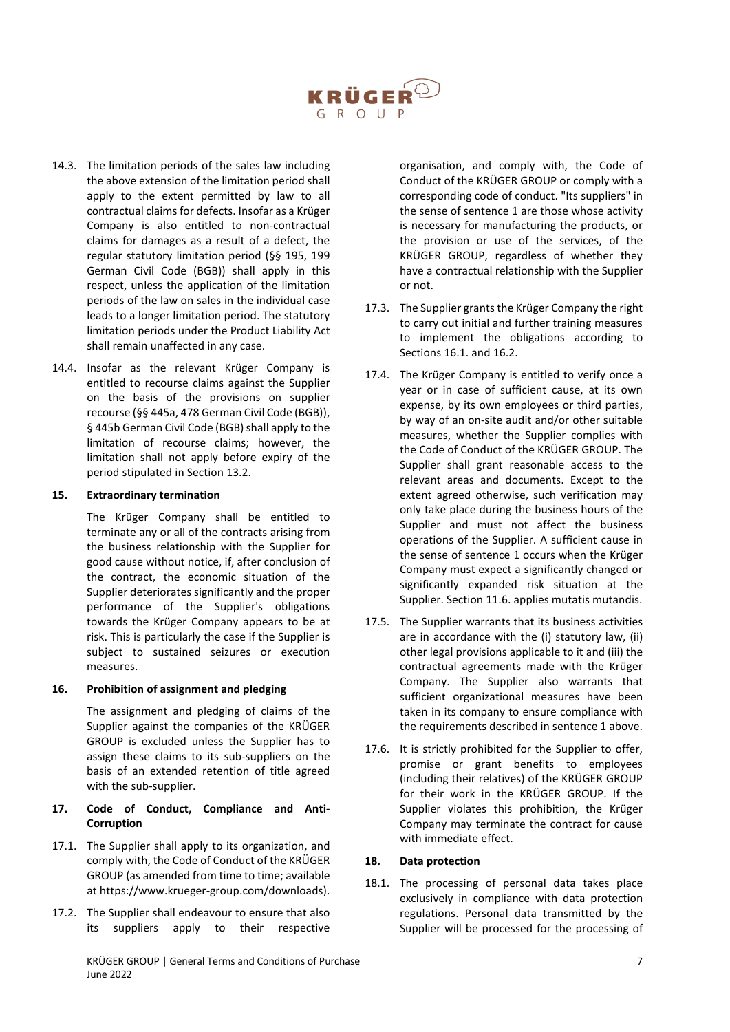14.3. The limitation periods of the sales law including the above extension of the limitation period shall apply to the extent permitted by law to all contractual claims for defects. Insofar as a Krüger Company is also entitled to non-contractual claims for damages as a result of a defect, the regular statutory limitation period (§§ 195, 199 German Civil Code (BGB)) shall apply in this respect, unless the application of the limitation periods of the law on sales in the individual case leads to a longer limitation period. The statutory limitation periods under the Product Liability Act shall remain unaffected in any case.

14.4. Insofar as the relevant Krüger Company is entitled to recourse claims against the Supplier on the basis of the provisions on supplier recourse (§§ 445a, 478 German Civil Code (BGB)), § 445b German Civil Code (BGB) shall apply to the limitation of recourse claims; however, the limitation shall not apply before expiry of the period stipulated in Section 13.2.

**15. Extraordinary termination**

The Krüger Company shall be entitled to terminate any or all of the contracts arising from the business relationship with the Supplier for good cause without notice, if, after conclusion of the contract, the economic situation of the Supplier deteriorates significantly and the proper performance of the Supplier's obligations towards the Krüger Company appears to be at risk. This is particularly the case if the Supplier is subject to sustained seizures or execution measures.

**16. Prohibition of assignment and pledging**

The assignment and pledging of claims of the Supplier against the companies of the KRÜGER GROUP is excluded unless the Supplier has to assign these claims to its sub-suppliers on the basis of an extended retention of title agreed with the sub-supplier.

**17. Code of Conduct, Compliance and Anti-Corruption**

17.1. The Supplier shall apply to its organization, and comply with, the Code of Conduct of the KRÜGER GROUP (as amended from time to time; available at https://www.krueger-group.com/downloads).

17.2. The Supplier shall endeavour to ensure that also its suppliers apply to their respective organisation, and comply with, the Code of Conduct of the KRÜGER GROUP or comply with a corresponding code of conduct. "Its suppliers" in the sense of sentence 1 are those whose activity is necessary for manufacturing the products, or the provision or use of the services, of the KRÜGER GROUP, regardless of whether they have a contractual relationship with the Supplier or not.

17.3. The Supplier grants the Krüger Company the right to carry out initial and further training measures to implement the obligations according to Sections 16.1. and 16.2.

17.4. The Krüger Company is entitled to verify once a year or in case of sufficient cause, at its own expense, by its own employees or third parties, by way of an on-site audit and/or other suitable measures, whether the Supplier complies with the Code of Conduct of the KRÜGER GROUP. The Supplier shall grant reasonable access to the relevant areas and documents. Except to the extent agreed otherwise, such verification may only take place during the business hours of the Supplier and must not affect the business operations of the Supplier. A sufficient cause in the sense of sentence 1 occurs when the Krüger Company must expect a significantly changed or significantly expanded risk situation at the Supplier. Section 11.6. applies mutatis mutandis.

17.5. The Supplier warrants that its business activities are in accordance with the (i) statutory law, (ii) other legal provisions applicable to it and (iii) the contractual agreements made with the Krüger Company. The Supplier also warrants that sufficient organizational measures have been taken in its company to ensure compliance with the requirements described in sentence 1 above.

17.6. It is strictly prohibited for the Supplier to offer, promise or grant benefits to employees (including their relatives) of the KRÜGER GROUP for their work in the KRÜGER GROUP. If the Supplier violates this prohibition, the Krüger Company may terminate the contract for cause with immediate effect.

**18. Data protection**

18.1. The processing of personal data takes place exclusively in compliance with data protection regulations. Personal data transmitted by the Supplier will be processed for the processing of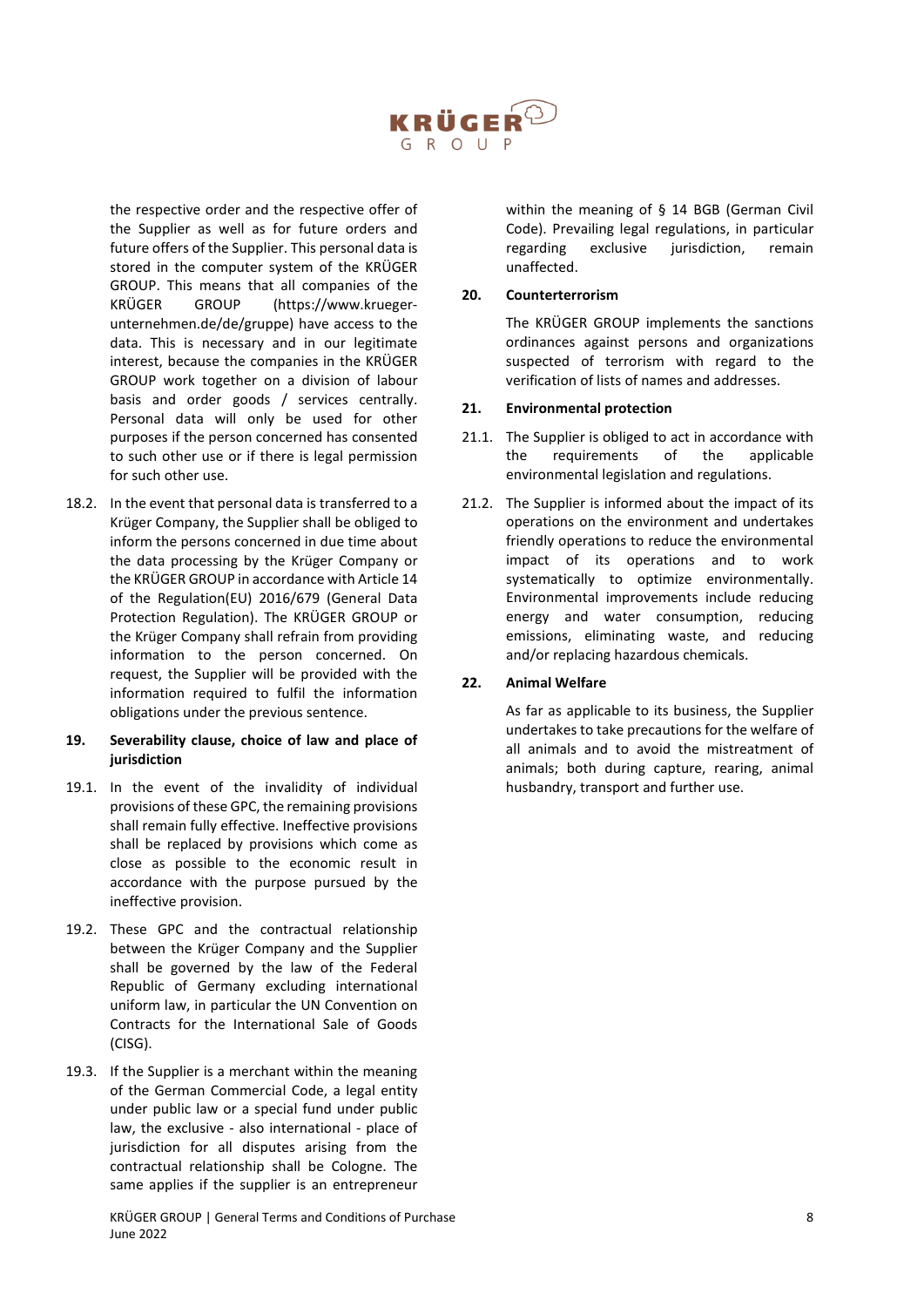the respective order and the respective offer of the Supplier as well as for future orders and future offers of the Supplier. This personal data is stored in the computer system of the KRÜGER GROUP. This means that all companies of the KRÜGER GROUP (https://www.krueger-unternehmen.de/de/gruppe) have access to the data. This is necessary and in our legitimate interest, because the companies in the KRÜGER GROUP work together on a division of labour basis and order goods / services centrally. Personal data will only be used for other purposes if the person concerned has consented to such other use or if there is legal permission for such other use.

18.2. In the event that personal data is transferred to a Krüger Company, the Supplier shall be obliged to inform the persons concerned in due time about the data processing by the Krüger Company or the KRÜGER GROUP in accordance with Article 14 of the Regulation(EU) 2016/679 (General Data Protection Regulation). The KRÜGER GROUP or the Krüger Company shall refrain from providing information to the person concerned. On request, the Supplier will be provided with the information required to fulfil the information obligations under the previous sentence.

**19. Severability clause, choice of law and place of jurisdiction**

19.1. In the event of the invalidity of individual provisions of these GPC, the remaining provisions shall remain fully effective. Ineffective provisions shall be replaced by provisions which come as close as possible to the economic result in accordance with the purpose pursued by the ineffective provision.

19.2. These GPC and the contractual relationship between the Krüger Company and the Supplier shall be governed by the law of the Federal Republic of Germany excluding international uniform law, in particular the UN Convention on Contracts for the International Sale of Goods (CISG).

19.3. If the Supplier is a merchant within the meaning of the German Commercial Code, a legal entity under public law or a special fund under public law, the exclusive - also international - place of jurisdiction for all disputes arising from the contractual relationship shall be Cologne. The same applies if the supplier is an entrepreneur within the meaning of § 14 BGB (German Civil Code). Prevailing legal regulations, in particular regarding exclusive jurisdiction, remain unaffected.

**20. Counterterrorism**

The KRÜGER GROUP implements the sanctions ordinances against persons and organizations suspected of terrorism with regard to the verification of lists of names and addresses.

**21. Environmental protection**

21.1. The Supplier is obliged to act in accordance with the requirements of the applicable environmental legislation and regulations.

21.2. The Supplier is informed about the impact of its operations on the environment and undertakes friendly operations to reduce the environmental impact of its operations and to work systematically to optimize environmentally. Environmental improvements include reducing energy and water consumption, reducing emissions, eliminating waste, and reducing and/or replacing hazardous chemicals.

**22. Animal Welfare**

As far as applicable to its business, the Supplier undertakes to take precautions for the welfare of all animals and to avoid the mistreatment of animals; both during capture, rearing, animal husbandry, transport and further use.